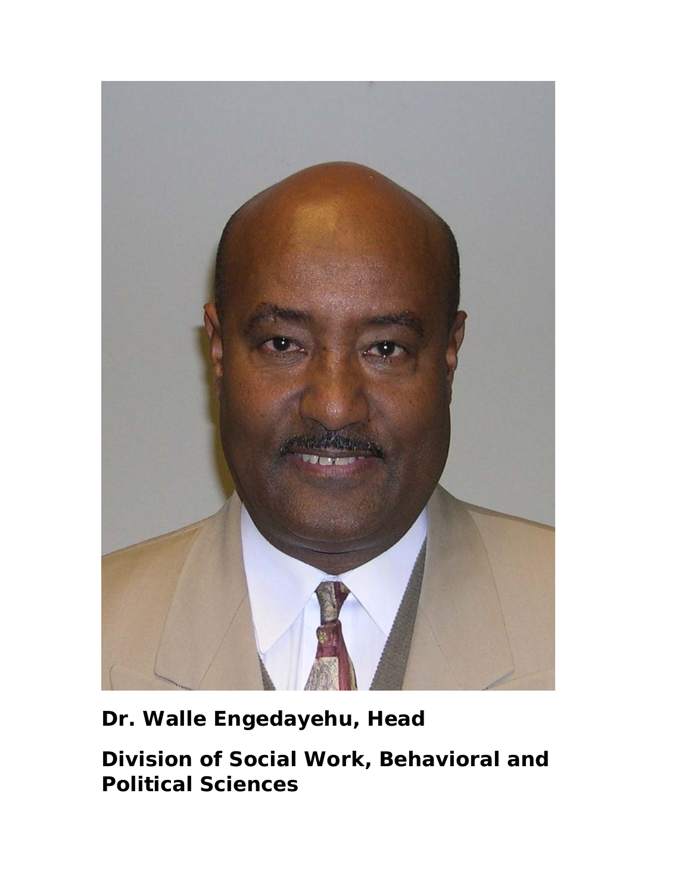**Dr. Walle Engedayehu, Head**

**Division of Social Work, Behavioral and Political Sciences**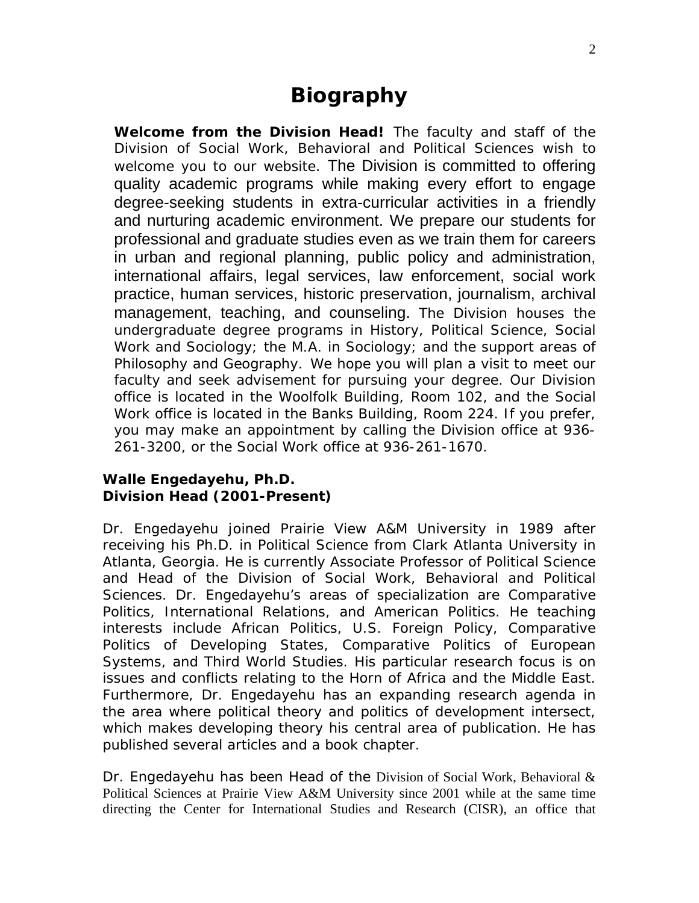# Biography

**Welcome from the Division Head!** The faculty and staff of the Division of Social Work, Behavioral and Political Sciences wish to welcome you to our website. The Division is committed to offering quality academic programs while making every effort to engage degree-seeking students in extra-curricular activities in a friendly and nurturing academic environment. We prepare our students for professional and graduate studies even as we train them for careers in urban and regional planning, public policy and administration, international affairs, legal services, law enforcement, social work practice, human services, historic preservation, journalism, archival management, teaching, and counseling. The Division houses the undergraduate degree programs in History, Political Science, Social Work and Sociology; the M.A. in Sociology; and the support areas of Philosophy and Geography. We hope you will plan a visit to meet our faculty and seek advisement for pursuing your degree. Our Division office is located in the Woolfolk Building, Room 102, and the Social Work office is located in the Banks Building, Room 224. If you prefer, you may make an appointment by calling the Division office at 936-261-3200, or the Social Work office at 936-261-1670.

**Walle Engedayehu, Ph.D.**
**Division Head (2001-Present)**

Dr. Engedayehu joined Prairie View A&M University in 1989 after receiving his Ph.D. in Political Science from Clark Atlanta University in Atlanta, Georgia. He is currently Associate Professor of Political Science and Head of the Division of Social Work, Behavioral and Political Sciences. Dr. Engedayehu's areas of specialization are Comparative Politics, International Relations, and American Politics. He teaching interests include African Politics, U.S. Foreign Policy, Comparative Politics of Developing States, Comparative Politics of European Systems, and Third World Studies. His particular research focus is on issues and conflicts relating to the Horn of Africa and the Middle East. Furthermore, Dr. Engedayehu has an expanding research agenda in the area where political theory and politics of development intersect, which makes developing theory his central area of publication. He has published several articles and a book chapter.

Dr. Engedayehu has been Head of the Division of Social Work, Behavioral & Political Sciences at Prairie View A&M University since 2001 while at the same time directing the Center for International Studies and Research (CISR), an office that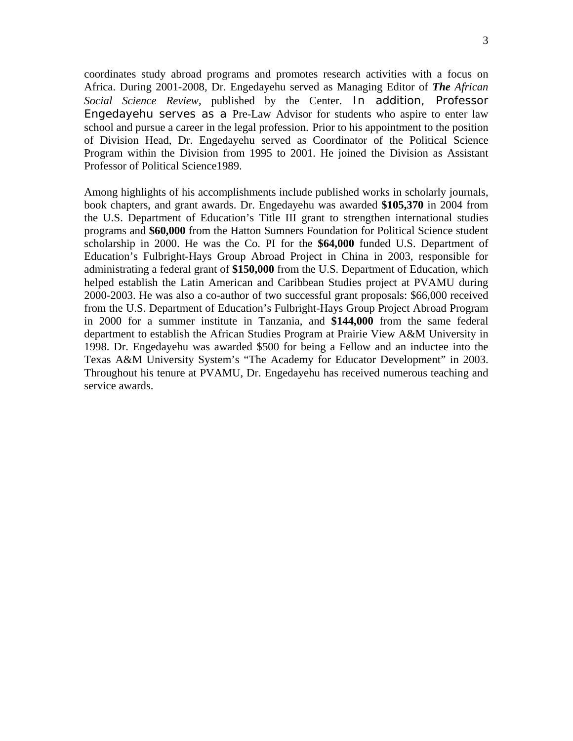coordinates study abroad programs and promotes research activities with a focus on Africa. During 2001-2008, Dr. Engedayehu served as Managing Editor of ***The** African Social Science Review*, published by the Center. In addition, Professor Engedayehu serves as a Pre-Law Advisor for students who aspire to enter law school and pursue a career in the legal profession. Prior to his appointment to the position of Division Head, Dr. Engedayehu served as Coordinator of the Political Science Program within the Division from 1995 to 2001. He joined the Division as Assistant Professor of Political Science1989.

Among highlights of his accomplishments include published works in scholarly journals, book chapters, and grant awards. Dr. Engedayehu was awarded **$105,370** in 2004 from the U.S. Department of Education's Title III grant to strengthen international studies programs and **$60,000** from the Hatton Sumners Foundation for Political Science student scholarship in 2000. He was the Co. PI for the **$64,000** funded U.S. Department of Education's Fulbright-Hays Group Abroad Project in China in 2003, responsible for administrating a federal grant of **$150,000** from the U.S. Department of Education, which helped establish the Latin American and Caribbean Studies project at PVAMU during 2000-2003. He was also a co-author of two successful grant proposals: $66,000 received from the U.S. Department of Education's Fulbright-Hays Group Project Abroad Program in 2000 for a summer institute in Tanzania, and **$144,000** from the same federal department to establish the African Studies Program at Prairie View A&M University in 1998. Dr. Engedayehu was awarded $500 for being a Fellow and an inductee into the Texas A&M University System's "The Academy for Educator Development" in 2003. Throughout his tenure at PVAMU, Dr. Engedayehu has received numerous teaching and service awards.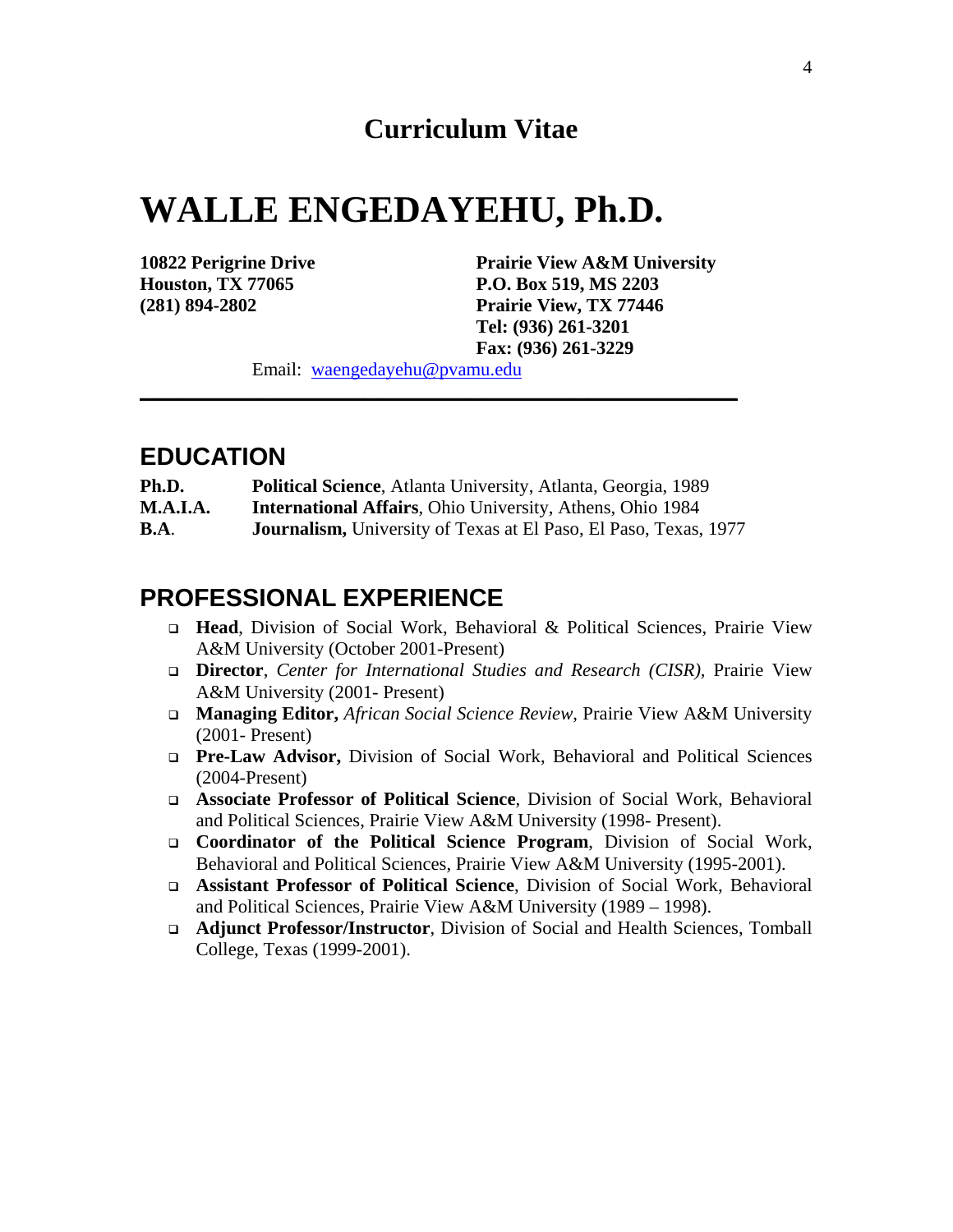## Curriculum Vitae

# WALLE ENGEDAYEHU, Ph.D.

**10822 Perigrine Drive**
**Houston, TX 77065**
**(281) 894-2802**

**Prairie View A&M University**
**P.O. Box 519, MS 2203**
**Prairie View, TX 77446**
**Tel: (936) 261-3201**
**Fax: (936) 261-3229**

Email: waengedayehu@pvamu.edu

---

## EDUCATION

**Ph.D.** **Political Science**, Atlanta University, Atlanta, Georgia, 1989
**M.A.I.A.** **International Affairs**, Ohio University, Athens, Ohio 1984
**B.A**. **Journalism,** University of Texas at El Paso, El Paso, Texas, 1977

## PROFESSIONAL EXPERIENCE

- **Head**, Division of Social Work, Behavioral & Political Sciences, Prairie View A&M University (October 2001-Present)
- **Director**, *Center for International Studies and Research (CISR)*, Prairie View A&M University (2001- Present)
- **Managing Editor,** *African Social Science Review*, Prairie View A&M University (2001- Present)
- **Pre-Law Advisor,** Division of Social Work, Behavioral and Political Sciences (2004-Present)
- **Associate Professor of Political Science**, Division of Social Work, Behavioral and Political Sciences, Prairie View A&M University (1998- Present).
- **Coordinator of the Political Science Program**, Division of Social Work, Behavioral and Political Sciences, Prairie View A&M University (1995-2001).
- **Assistant Professor of Political Science**, Division of Social Work, Behavioral and Political Sciences, Prairie View A&M University (1989 – 1998).
- **Adjunct Professor/Instructor**, Division of Social and Health Sciences, Tomball College, Texas (1999-2001).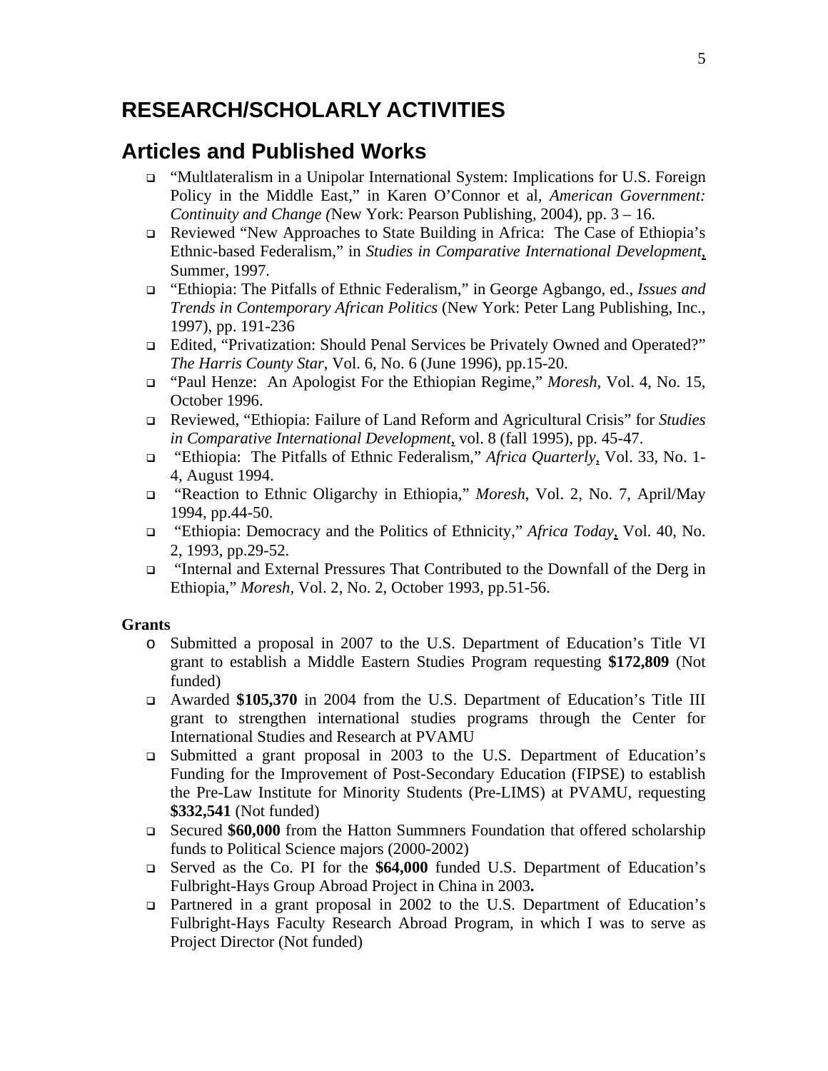# RESEARCH/SCHOLARLY ACTIVITIES

## Articles and Published Works

- "Multlateralism in a Unipolar International System: Implications for U.S. Foreign Policy in the Middle East," in Karen O'Connor et al, *American Government: Continuity and Change (*New York: Pearson Publishing, 2004), pp. 3 – 16.
- Reviewed "New Approaches to State Building in Africa: The Case of Ethiopia's Ethnic-based Federalism," in *Studies in Comparative International Development*, Summer, 1997.
- "Ethiopia: The Pitfalls of Ethnic Federalism," in George Agbango, ed., *Issues and Trends in Contemporary African Politics* (New York: Peter Lang Publishing, Inc., 1997), pp. 191-236
- Edited, "Privatization: Should Penal Services be Privately Owned and Operated?" *The Harris County Star*, Vol. 6, No. 6 (June 1996), pp.15-20.
- "Paul Henze: An Apologist For the Ethiopian Regime," *Moresh*, Vol. 4, No. 15, October 1996.
- Reviewed, "Ethiopia: Failure of Land Reform and Agricultural Crisis" for *Studies in Comparative International Development*, vol. 8 (fall 1995), pp. 45-47.
- "Ethiopia: The Pitfalls of Ethnic Federalism," *Africa Quarterly*, Vol. 33, No. 1-4, August 1994.
- "Reaction to Ethnic Oligarchy in Ethiopia," *Moresh*, Vol. 2, No. 7, April/May 1994, pp.44-50.
- "Ethiopia: Democracy and the Politics of Ethnicity," *Africa Today*, Vol. 40, No. 2, 1993, pp.29-52.
- "Internal and External Pressures That Contributed to the Downfall of the Derg in Ethiopia," *Moresh*, Vol. 2, No. 2, October 1993, pp.51-56.

**Grants**

- Submitted a proposal in 2007 to the U.S. Department of Education's Title VI grant to establish a Middle Eastern Studies Program requesting **$172,809** (Not funded)
- Awarded **$105,370** in 2004 from the U.S. Department of Education's Title III grant to strengthen international studies programs through the Center for International Studies and Research at PVAMU
- Submitted a grant proposal in 2003 to the U.S. Department of Education's Funding for the Improvement of Post-Secondary Education (FIPSE) to establish the Pre-Law Institute for Minority Students (Pre-LIMS) at PVAMU, requesting **$332,541** (Not funded)
- Secured **$60,000** from the Hatton Summners Foundation that offered scholarship funds to Political Science majors (2000-2002)
- Served as the Co. PI for the **$64,000** funded U.S. Department of Education's Fulbright-Hays Group Abroad Project in China in 2003**.**
- Partnered in a grant proposal in 2002 to the U.S. Department of Education's Fulbright-Hays Faculty Research Abroad Program, in which I was to serve as Project Director (Not funded)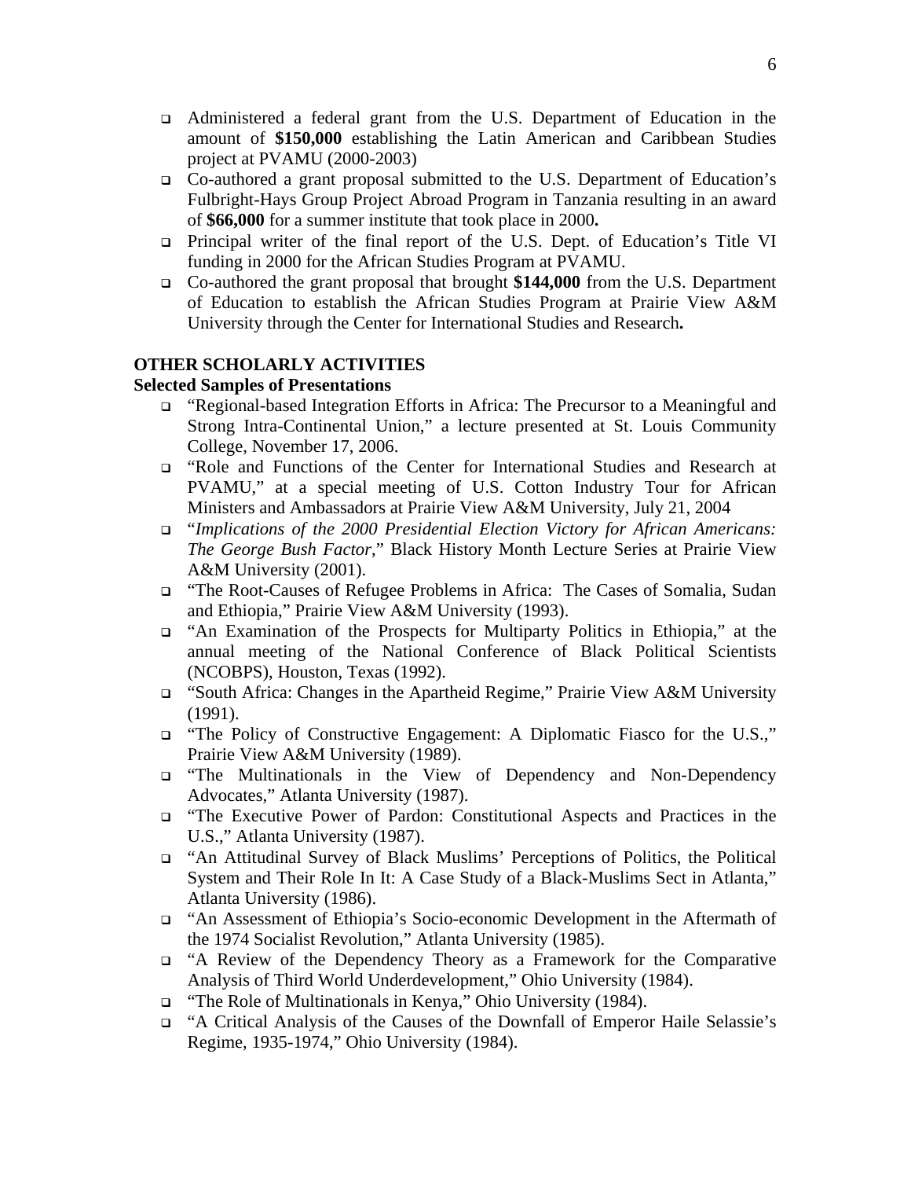- Administered a federal grant from the U.S. Department of Education in the amount of **$150,000** establishing the Latin American and Caribbean Studies project at PVAMU (2000-2003)
- Co-authored a grant proposal submitted to the U.S. Department of Education's Fulbright-Hays Group Project Abroad Program in Tanzania resulting in an award of **$66,000** for a summer institute that took place in 2000**.**
- Principal writer of the final report of the U.S. Dept. of Education's Title VI funding in 2000 for the African Studies Program at PVAMU.
- Co-authored the grant proposal that brought **$144,000** from the U.S. Department of Education to establish the African Studies Program at Prairie View A&M University through the Center for International Studies and Research**.**

**OTHER SCHOLARLY ACTIVITIES**

**Selected Samples of Presentations**

- "Regional-based Integration Efforts in Africa: The Precursor to a Meaningful and Strong Intra-Continental Union," a lecture presented at St. Louis Community College, November 17, 2006.
- "Role and Functions of the Center for International Studies and Research at PVAMU," at a special meeting of U.S. Cotton Industry Tour for African Ministers and Ambassadors at Prairie View A&M University, July 21, 2004
- "*Implications of the 2000 Presidential Election Victory for African Americans: The George Bush Factor*," Black History Month Lecture Series at Prairie View A&M University (2001).
- "The Root-Causes of Refugee Problems in Africa: The Cases of Somalia, Sudan and Ethiopia," Prairie View A&M University (1993).
- "An Examination of the Prospects for Multiparty Politics in Ethiopia," at the annual meeting of the National Conference of Black Political Scientists (NCOBPS), Houston, Texas (1992).
- "South Africa: Changes in the Apartheid Regime," Prairie View A&M University (1991).
- "The Policy of Constructive Engagement: A Diplomatic Fiasco for the U.S.," Prairie View A&M University (1989).
- "The Multinationals in the View of Dependency and Non-Dependency Advocates," Atlanta University (1987).
- "The Executive Power of Pardon: Constitutional Aspects and Practices in the U.S.," Atlanta University (1987).
- "An Attitudinal Survey of Black Muslims' Perceptions of Politics, the Political System and Their Role In It: A Case Study of a Black-Muslims Sect in Atlanta," Atlanta University (1986).
- "An Assessment of Ethiopia's Socio-economic Development in the Aftermath of the 1974 Socialist Revolution," Atlanta University (1985).
- "A Review of the Dependency Theory as a Framework for the Comparative Analysis of Third World Underdevelopment," Ohio University (1984).
- "The Role of Multinationals in Kenya," Ohio University (1984).
- "A Critical Analysis of the Causes of the Downfall of Emperor Haile Selassie's Regime, 1935-1974," Ohio University (1984).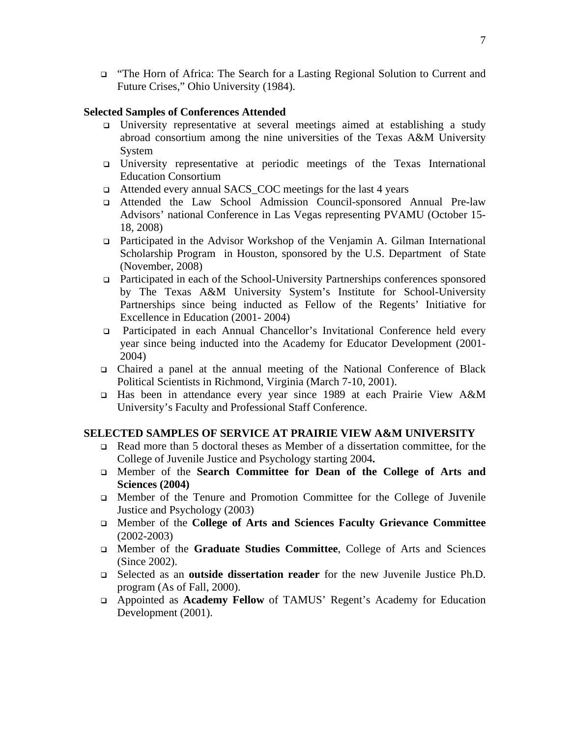- "The Horn of Africa: The Search for a Lasting Regional Solution to Current and Future Crises," Ohio University (1984).

**Selected Samples of Conferences Attended**

- University representative at several meetings aimed at establishing a study abroad consortium among the nine universities of the Texas A&M University System
- University representative at periodic meetings of the Texas International Education Consortium
- Attended every annual SACS_COC meetings for the last 4 years
- Attended the Law School Admission Council-sponsored Annual Pre-law Advisors' national Conference in Las Vegas representing PVAMU (October 15-18, 2008)
- Participated in the Advisor Workshop of the Venjamin A. Gilman International Scholarship Program in Houston, sponsored by the U.S. Department of State (November, 2008)
- Participated in each of the School-University Partnerships conferences sponsored by The Texas A&M University System's Institute for School-University Partnerships since being inducted as Fellow of the Regents' Initiative for Excellence in Education (2001- 2004)
- Participated in each Annual Chancellor's Invitational Conference held every year since being inducted into the Academy for Educator Development (2001-2004)
- Chaired a panel at the annual meeting of the National Conference of Black Political Scientists in Richmond, Virginia (March 7-10, 2001).
- Has been in attendance every year since 1989 at each Prairie View A&M University's Faculty and Professional Staff Conference.

**SELECTED SAMPLES OF SERVICE AT PRAIRIE VIEW A&M UNIVERSITY**

- Read more than 5 doctoral theses as Member of a dissertation committee, for the College of Juvenile Justice and Psychology starting 2004**.**
- Member of the **Search Committee for Dean of the College of Arts and Sciences (2004)**
- Member of the Tenure and Promotion Committee for the College of Juvenile Justice and Psychology (2003)
- Member of the **College of Arts and Sciences Faculty Grievance Committee** (2002-2003)
- Member of the **Graduate Studies Committee**, College of Arts and Sciences (Since 2002).
- Selected as an **outside dissertation reader** for the new Juvenile Justice Ph.D. program (As of Fall, 2000).
- Appointed as **Academy Fellow** of TAMUS' Regent's Academy for Education Development (2001).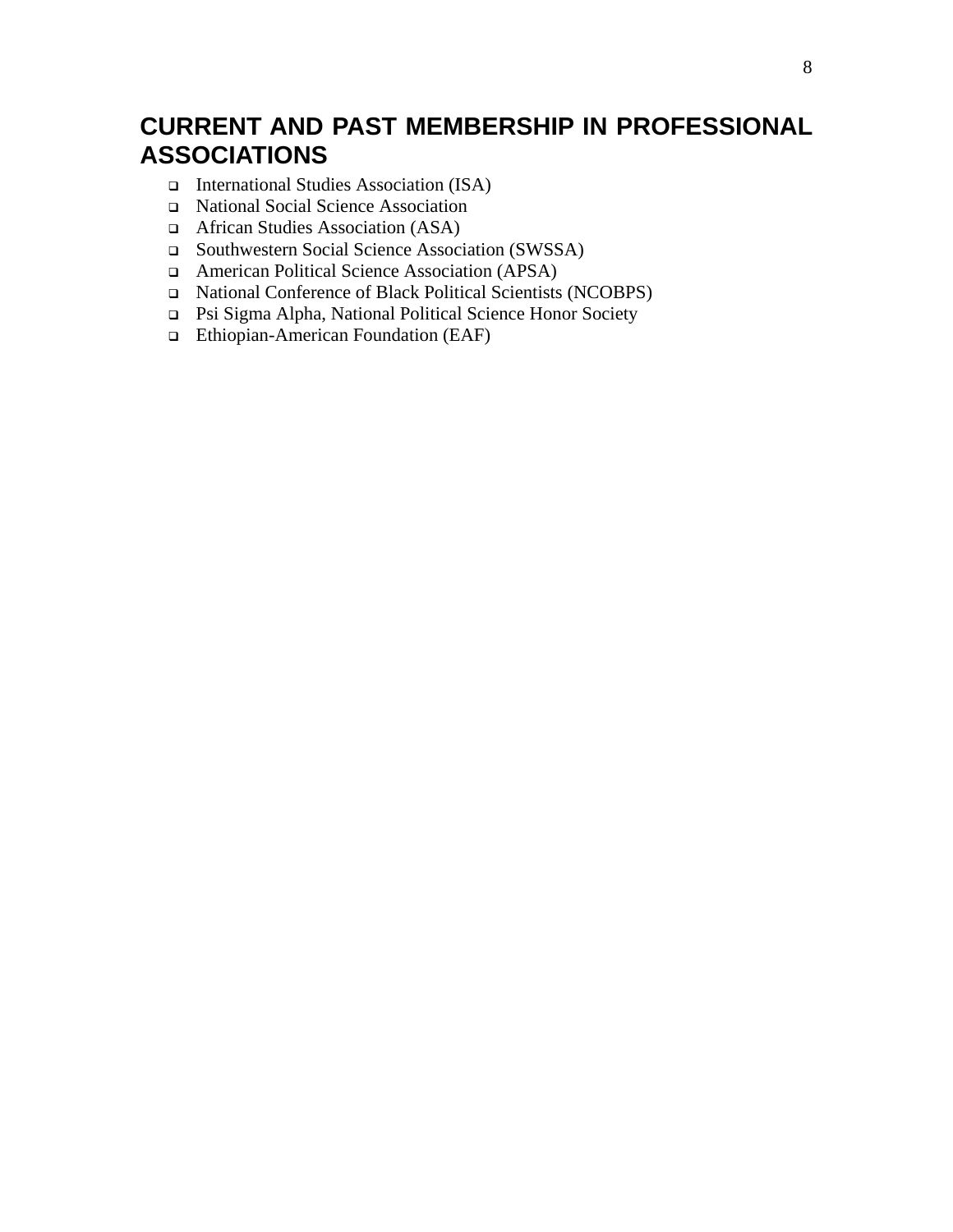## CURRENT AND PAST MEMBERSHIP IN PROFESSIONAL ASSOCIATIONS

- International Studies Association (ISA)
- National Social Science Association
- African Studies Association (ASA)
- Southwestern Social Science Association (SWSSA)
- American Political Science Association (APSA)
- National Conference of Black Political Scientists (NCOBPS)
- Psi Sigma Alpha, National Political Science Honor Society
- Ethiopian-American Foundation (EAF)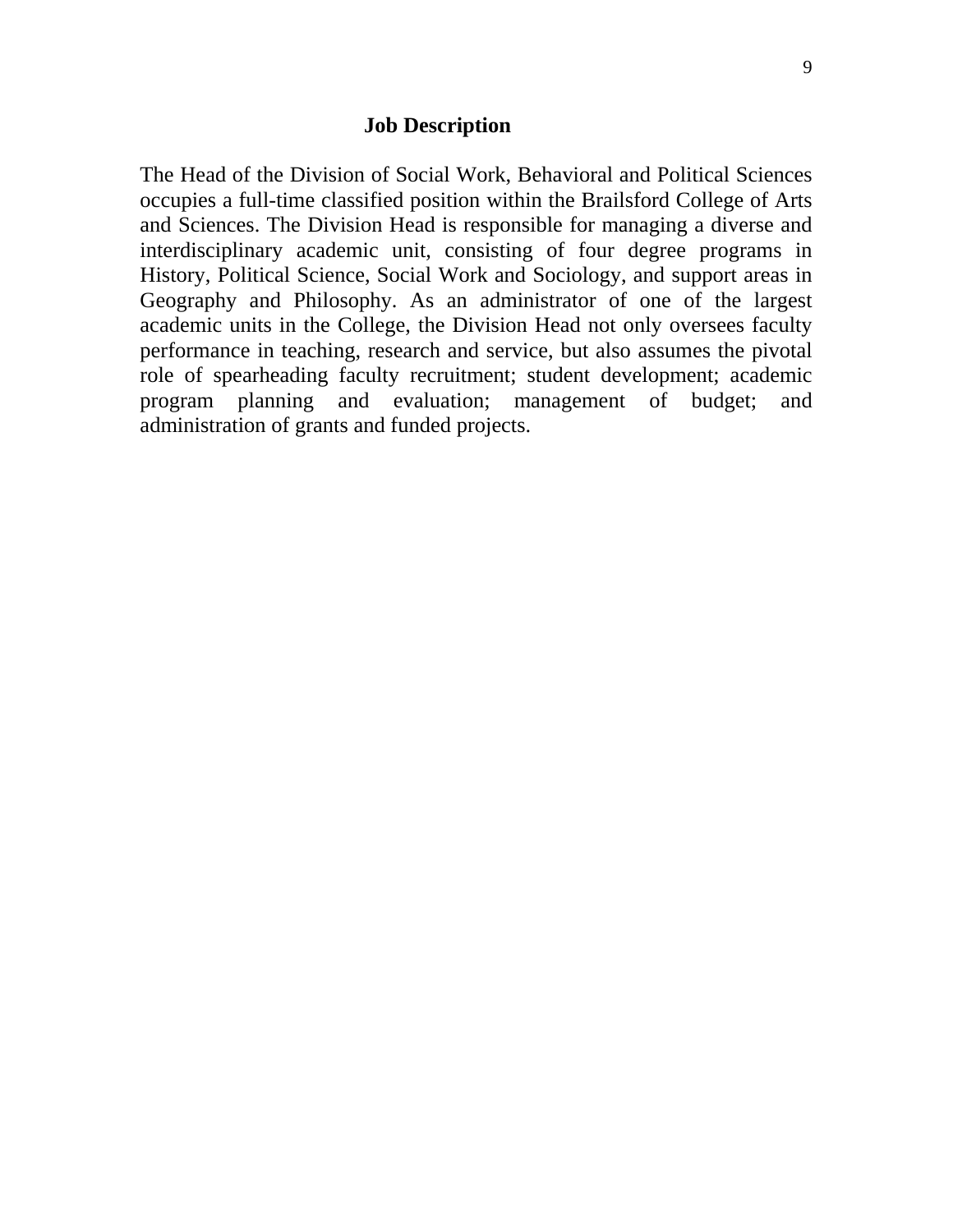## Job Description

The Head of the Division of Social Work, Behavioral and Political Sciences occupies a full-time classified position within the Brailsford College of Arts and Sciences. The Division Head is responsible for managing a diverse and interdisciplinary academic unit, consisting of four degree programs in History, Political Science, Social Work and Sociology, and support areas in Geography and Philosophy. As an administrator of one of the largest academic units in the College, the Division Head not only oversees faculty performance in teaching, research and service, but also assumes the pivotal role of spearheading faculty recruitment; student development; academic program planning and evaluation; management of budget; and administration of grants and funded projects.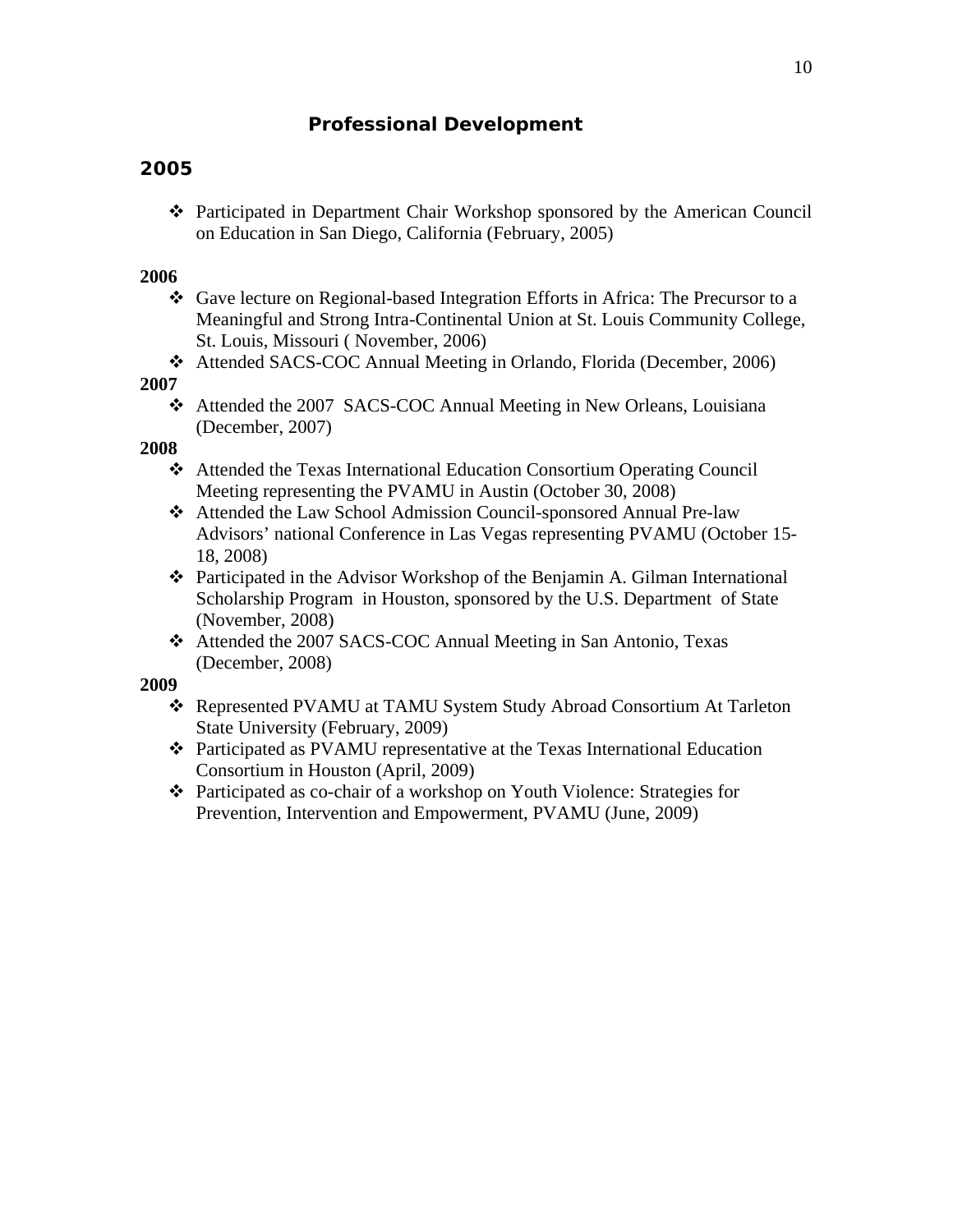## Professional Development

### 2005

- Participated in Department Chair Workshop sponsored by the American Council on Education in San Diego, California (February, 2005)

**2006**

- Gave lecture on Regional-based Integration Efforts in Africa: The Precursor to a Meaningful and Strong Intra-Continental Union at St. Louis Community College, St. Louis, Missouri ( November, 2006)
- Attended SACS-COC Annual Meeting in Orlando, Florida (December, 2006)

**2007**

- Attended the 2007 SACS-COC Annual Meeting in New Orleans, Louisiana (December, 2007)

**2008**

- Attended the Texas International Education Consortium Operating Council Meeting representing the PVAMU in Austin (October 30, 2008)
- Attended the Law School Admission Council-sponsored Annual Pre-law Advisors' national Conference in Las Vegas representing PVAMU (October 15-18, 2008)
- Participated in the Advisor Workshop of the Benjamin A. Gilman International Scholarship Program in Houston, sponsored by the U.S. Department of State (November, 2008)
- Attended the 2007 SACS-COC Annual Meeting in San Antonio, Texas (December, 2008)

**2009**

- Represented PVAMU at TAMU System Study Abroad Consortium At Tarleton State University (February, 2009)
- Participated as PVAMU representative at the Texas International Education Consortium in Houston (April, 2009)
- Participated as co-chair of a workshop on Youth Violence: Strategies for Prevention, Intervention and Empowerment, PVAMU (June, 2009)